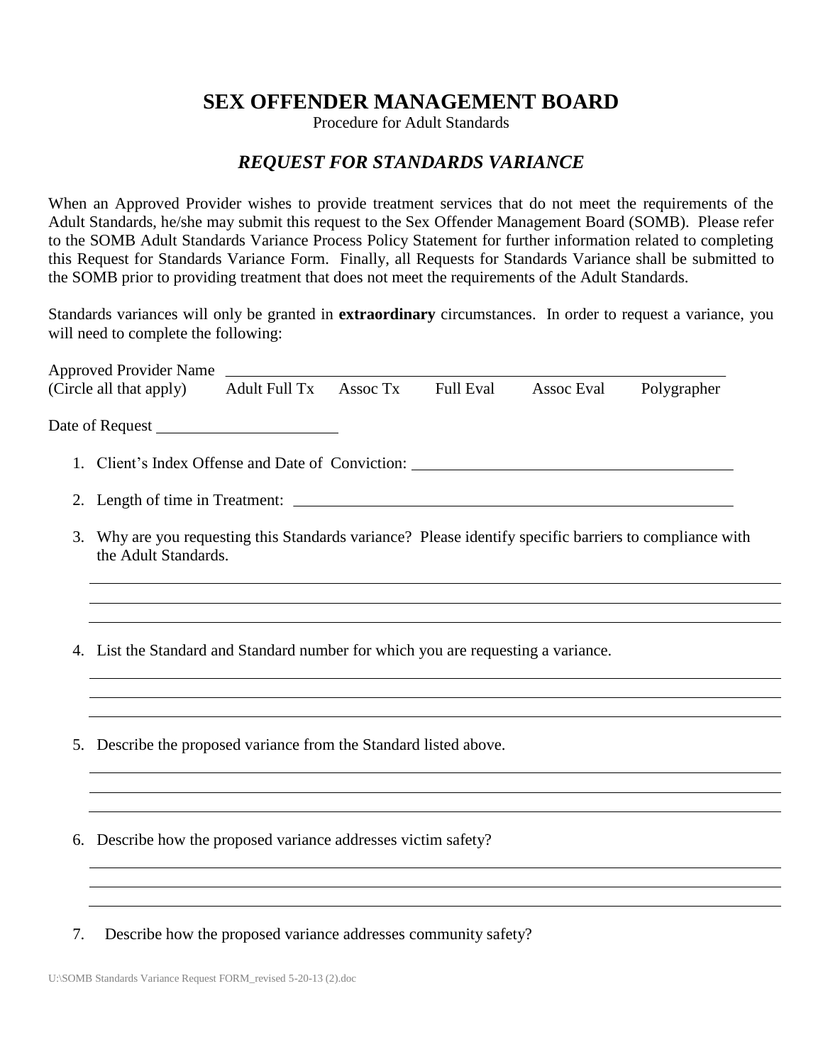# SEX OFFENDER MANAGEMENT BOARD

Procedure for Adult Standards

## *REQUEST FOR STANDARDS VARIANCE*

When an Approved Provider wishes to provide treatment services that do not meet the requirements of the Adult Standards, he/she may submit this request to the Sex Offender Management Board (SOMB). Please refer to the SOMB Adult Standards Variance Process Policy Statement for further information related to completing this Request for Standards Variance Form. Finally, all Requests for Standards Variance shall be submitted to the SOMB prior to providing treatment that does not meet the requirements of the Adult Standards.

Standards variances will only be granted in **extraordinary** circumstances. In order to request a variance, you will need to complete the following:

Approved Provider Name ______________________________

(Circle all that apply) Adult Full Tx Assoc Tx Full Eval Assoc Eval Polygrapher

Date of Request ______________

1. Client's Index Offense and Date of Conviction: ______________________________

2. Length of time in Treatment: ______________________________

3. Why are you requesting this Standards variance? Please identify specific barriers to compliance with the Adult Standards.

   ______________________________
   ______________________________
   ______________________________

4. List the Standard and Standard number for which you are requesting a variance.

   ______________________________
   ______________________________
   ______________________________

5. Describe the proposed variance from the Standard listed above.

   ______________________________
   ______________________________
   ______________________________

6. Describe how the proposed variance addresses victim safety?

   ______________________________
   ______________________________
   ______________________________

7. Describe how the proposed variance addresses community safety?

U:\SOMB Standards Variance Request FORM_revised 5-20-13 (2).doc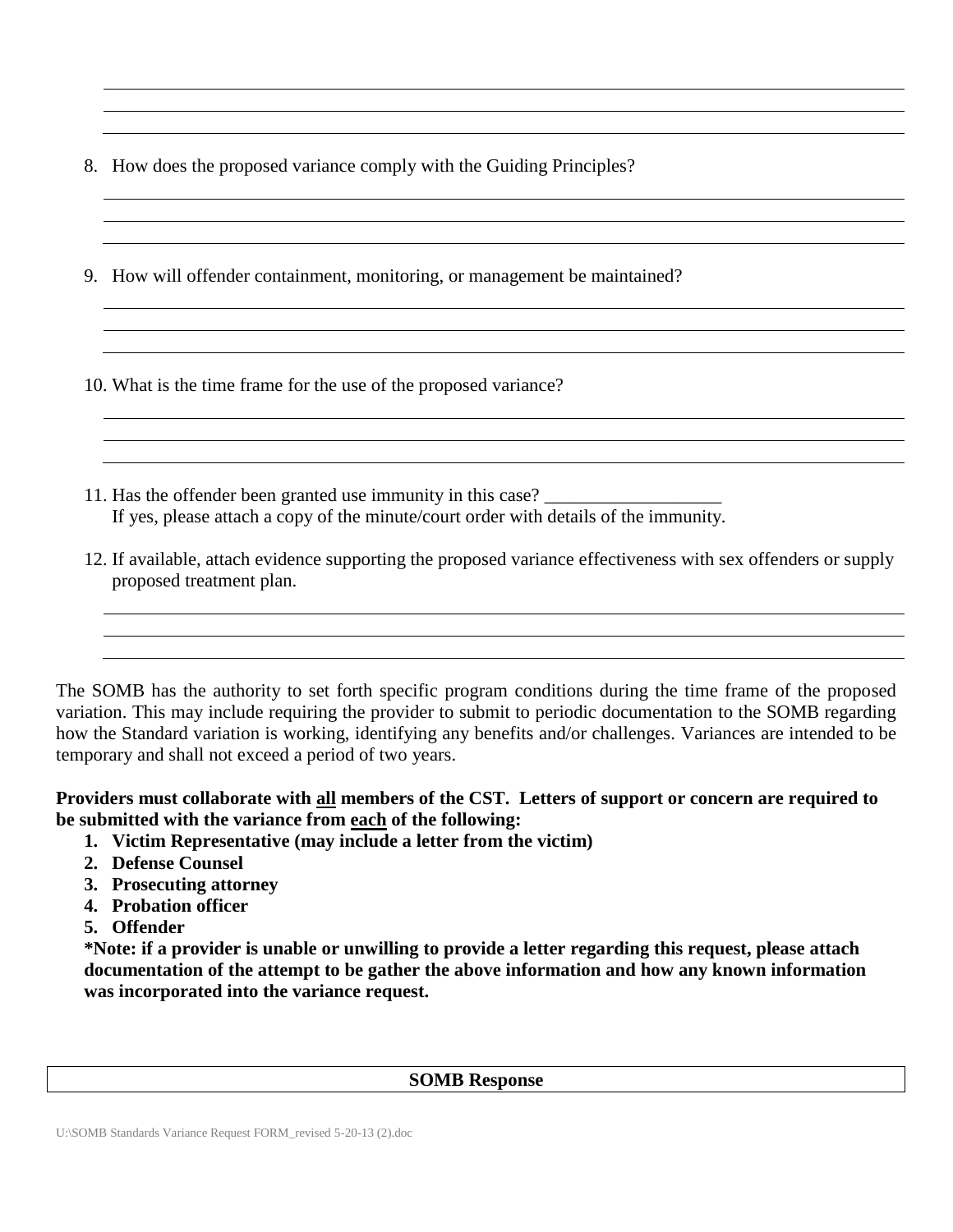8. How does the proposed variance comply with the Guiding Principles?

9. How will offender containment, monitoring, or management be maintained?

10. What is the time frame for the use of the proposed variance?

11. Has the offender been granted use immunity in this case? ___________________
    If yes, please attach a copy of the minute/court order with details of the immunity.

12. If available, attach evidence supporting the proposed variance effectiveness with sex offenders or supply proposed treatment plan.

The SOMB has the authority to set forth specific program conditions during the time frame of the proposed variation. This may include requiring the provider to submit to periodic documentation to the SOMB regarding how the Standard variation is working, identifying any benefits and/or challenges. Variances are intended to be temporary and shall not exceed a period of two years.

**Providers must collaborate with <u>all</u> members of the CST. Letters of support or concern are required to be submitted with the variance from <u>each</u> of the following:**

1. **Victim Representative (may include a letter from the victim)**
2. **Defense Counsel**
3. **Prosecuting attorney**
4. **Probation officer**
5. **Offender**

**\*Note: if a provider is unable or unwilling to provide a letter regarding this request, please attach documentation of the attempt to be gather the above information and how any known information was incorporated into the variance request.**

| **SOMB Response** |
| --- |

U:\SOMB Standards Variance Request FORM_revised 5-20-13 (2).doc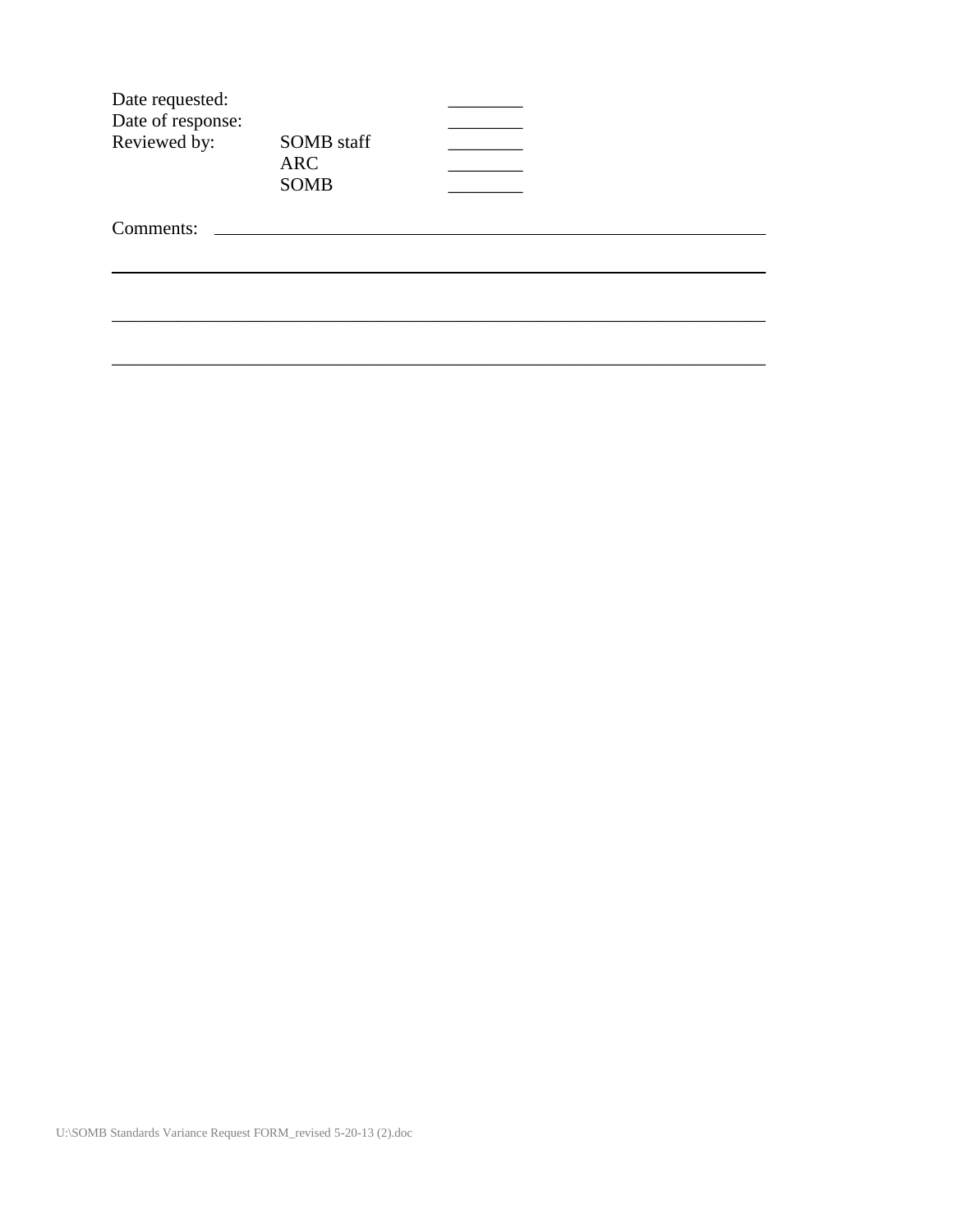Date requested: ________

Date of response: ________

Reviewed by:

- SOMB staff ________
- ARC ________
- SOMB ________

Comments: ____________________________________________________________

______________________________________________________________________

______________________________________________________________________

______________________________________________________________________